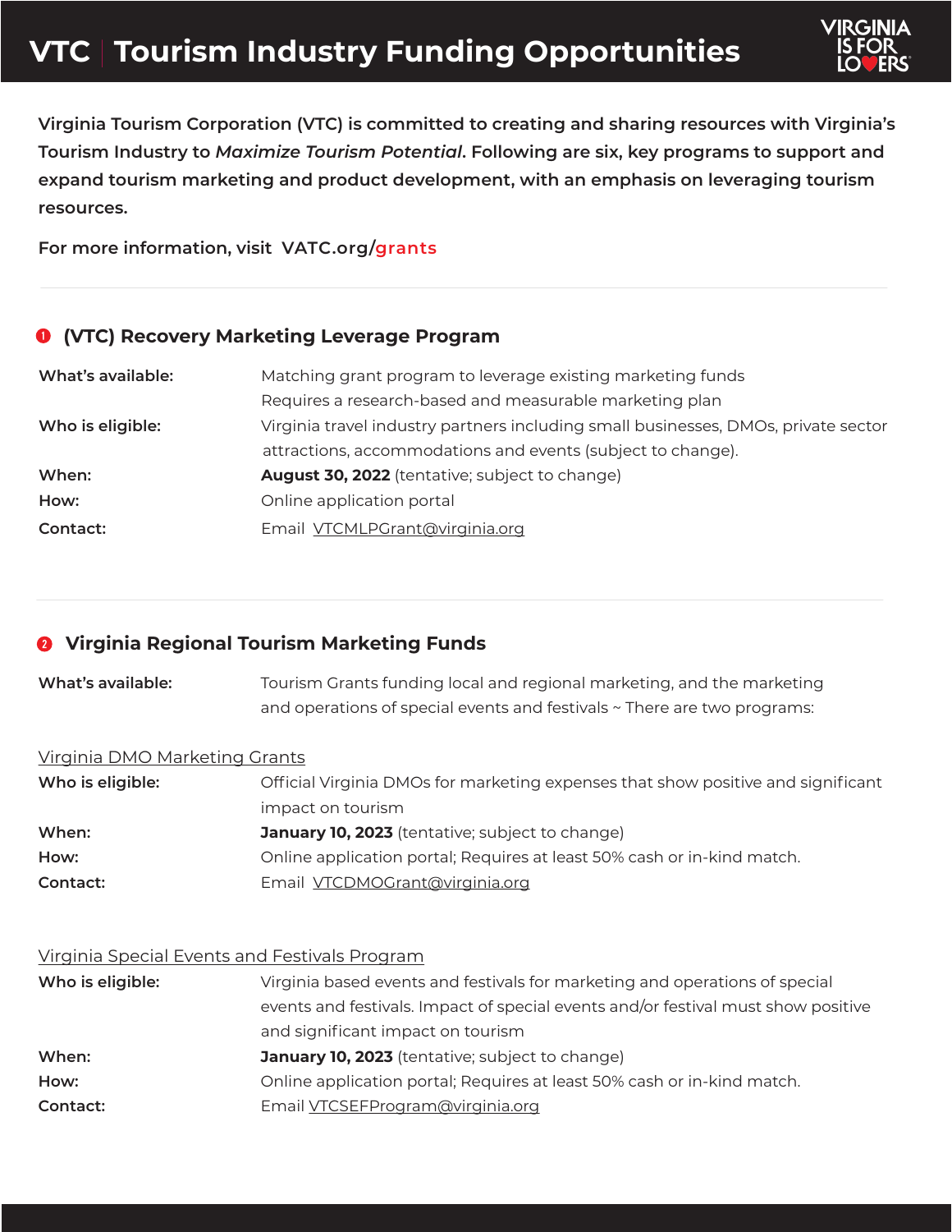# VTC | Tourism Industry Funding Opportunities

**Virginia Tourism Corporation (VTC) is committed to creating and sharing resources with Virginia's Tourism Industry to *Maximize Tourism Potential*. Following are six, key programs to support and expand tourism marketing and product development, with an emphasis on leveraging tourism resources.**

**For more information, visit VATC.org/grants**

## 1 (VTC) Recovery Marketing Leverage Program

**What's available:** Matching grant program to leverage existing marketing funds
Requires a research-based and measurable marketing plan

**Who is eligible:** Virginia travel industry partners including small businesses, DMOs, private sector attractions, accommodations and events (subject to change).

**When:** **August 30, 2022** (tentative; subject to change)

**How:** Online application portal

**Contact:** Email VTCMLPGrant@virginia.org

## 2 Virginia Regional Tourism Marketing Funds

**What's available:** Tourism Grants funding local and regional marketing, and the marketing and operations of special events and festivals ~ There are two programs:

### Virginia DMO Marketing Grants

**Who is eligible:** Official Virginia DMOs for marketing expenses that show positive and significant impact on tourism

**When:** **January 10, 2023** (tentative; subject to change)

**How:** Online application portal; Requires at least 50% cash or in-kind match.

**Contact:** Email VTCDMOGrant@virginia.org

### Virginia Special Events and Festivals Program

**Who is eligible:** Virginia based events and festivals for marketing and operations of special events and festivals. Impact of special events and/or festival must show positive and significant impact on tourism

**When:** **January 10, 2023** (tentative; subject to change)

**How:** Online application portal; Requires at least 50% cash or in-kind match.

**Contact:** Email VTCSEFProgram@virginia.org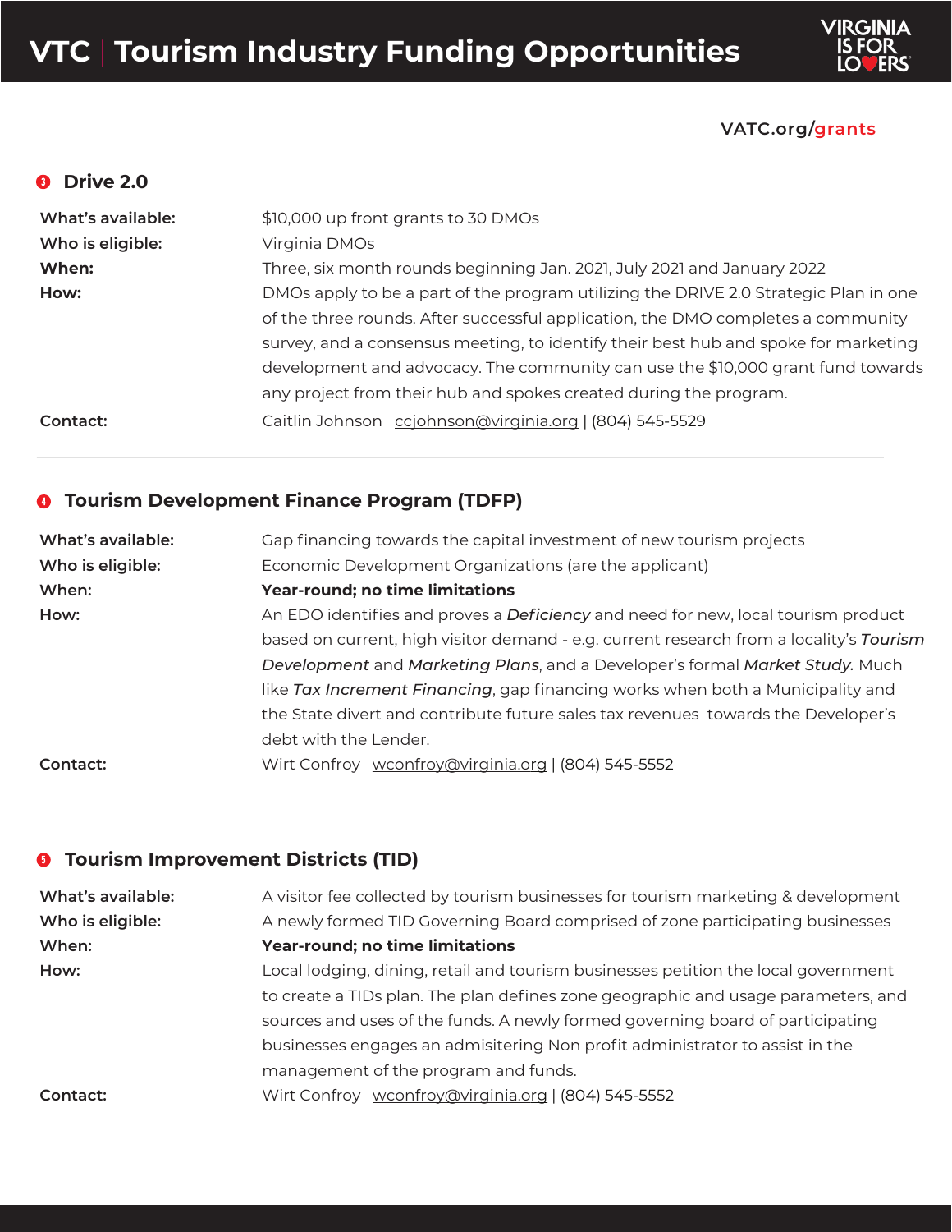# VTC | Tourism Industry Funding Opportunities

VATC.org/grants

## 3 Drive 2.0

| | |
|---|---|
| **What's available:** | $10,000 up front grants to 30 DMOs |
| **Who is eligible:** | Virginia DMOs |
| **When:** | Three, six month rounds beginning Jan. 2021, July 2021 and January 2022 |
| **How:** | DMOs apply to be a part of the program utilizing the DRIVE 2.0 Strategic Plan in one of the three rounds. After successful application, the DMO completes a community survey, and a consensus meeting, to identify their best hub and spoke for marketing development and advocacy. The community can use the $10,000 grant fund towards any project from their hub and spokes created during the program. |
| **Contact:** | Caitlin Johnson ccjohnson@virginia.org \| (804) 545-5529 |

## 4 Tourism Development Finance Program (TDFP)

| | |
|---|---|
| **What's available:** | Gap financing towards the capital investment of new tourism projects |
| **Who is eligible:** | Economic Development Organizations (are the applicant) |
| **When:** | **Year-round; no time limitations** |
| **How:** | An EDO identifies and proves a ***Deficiency*** and need for new, local tourism product based on current, high visitor demand - e.g. current research from a locality's ***Tourism Development*** and ***Marketing Plans***, and a Developer's formal ***Market Study.*** Much like ***Tax Increment Financing***, gap financing works when both a Municipality and the State divert and contribute future sales tax revenues towards the Developer's debt with the Lender. |
| **Contact:** | Wirt Confroy wconfroy@virginia.org \| (804) 545-5552 |

## 5 Tourism Improvement Districts (TID)

| | |
|---|---|
| **What's available:** | A visitor fee collected by tourism businesses for tourism marketing & development |
| **Who is eligible:** | A newly formed TID Governing Board comprised of zone participating businesses |
| **When:** | **Year-round; no time limitations** |
| **How:** | Local lodging, dining, retail and tourism businesses petition the local government to create a TIDs plan. The plan defines zone geographic and usage parameters, and sources and uses of the funds. A newly formed governing board of participating businesses engages an admisitering Non profit administrator to assist in the management of the program and funds. |
| **Contact:** | Wirt Confroy wconfroy@virginia.org \| (804) 545-5552 |